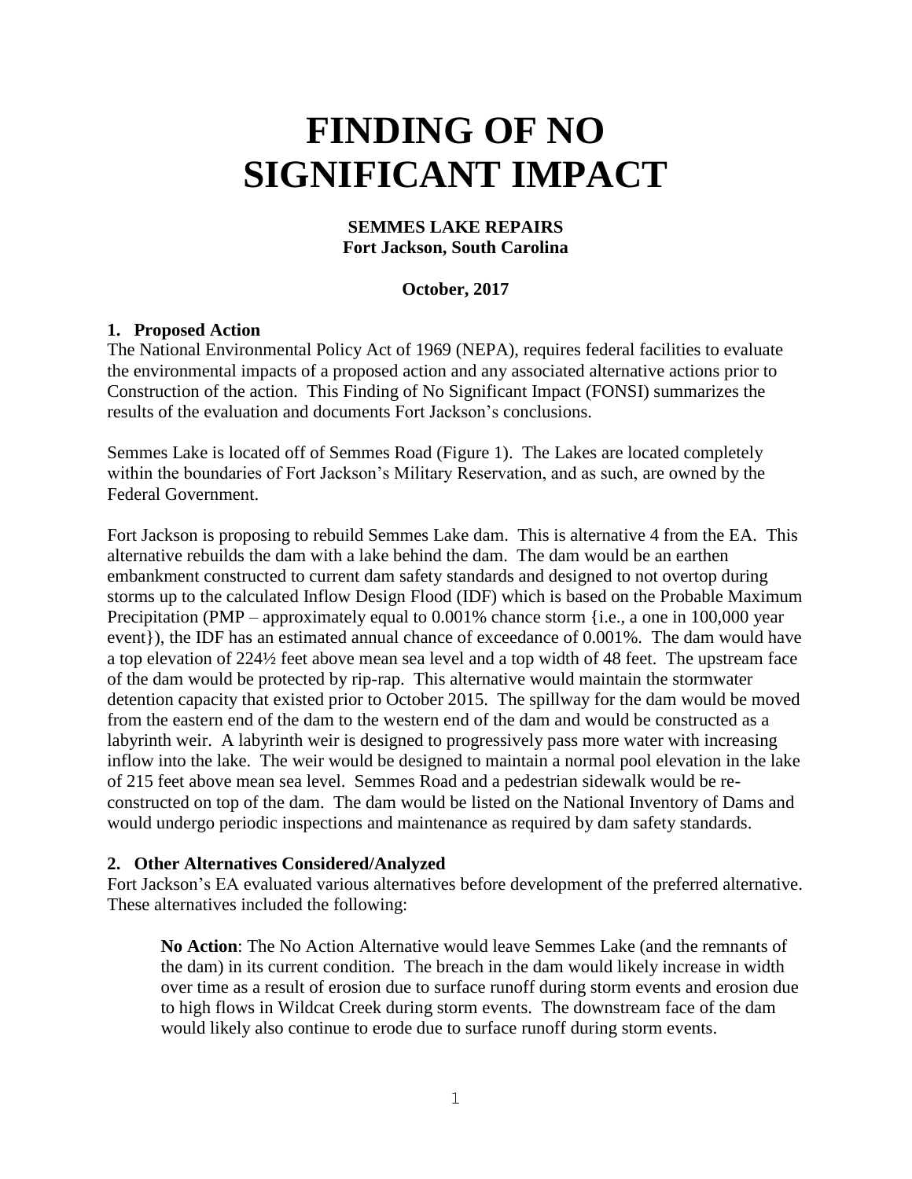# FINDING OF NO SIGNIFICANT IMPACT

**SEMMES LAKE REPAIRS**
**Fort Jackson, South Carolina**

**October, 2017**

### 1. Proposed Action

The National Environmental Policy Act of 1969 (NEPA), requires federal facilities to evaluate the environmental impacts of a proposed action and any associated alternative actions prior to Construction of the action. This Finding of No Significant Impact (FONSI) summarizes the results of the evaluation and documents Fort Jackson's conclusions.

Semmes Lake is located off of Semmes Road (Figure 1). The Lakes are located completely within the boundaries of Fort Jackson's Military Reservation, and as such, are owned by the Federal Government.

Fort Jackson is proposing to rebuild Semmes Lake dam. This is alternative 4 from the EA. This alternative rebuilds the dam with a lake behind the dam. The dam would be an earthen embankment constructed to current dam safety standards and designed to not overtop during storms up to the calculated Inflow Design Flood (IDF) which is based on the Probable Maximum Precipitation (PMP – approximately equal to 0.001% chance storm {i.e., a one in 100,000 year event}), the IDF has an estimated annual chance of exceedance of 0.001%. The dam would have a top elevation of 224½ feet above mean sea level and a top width of 48 feet. The upstream face of the dam would be protected by rip-rap. This alternative would maintain the stormwater detention capacity that existed prior to October 2015. The spillway for the dam would be moved from the eastern end of the dam to the western end of the dam and would be constructed as a labyrinth weir. A labyrinth weir is designed to progressively pass more water with increasing inflow into the lake. The weir would be designed to maintain a normal pool elevation in the lake of 215 feet above mean sea level. Semmes Road and a pedestrian sidewalk would be re-constructed on top of the dam. The dam would be listed on the National Inventory of Dams and would undergo periodic inspections and maintenance as required by dam safety standards.

### 2. Other Alternatives Considered/Analyzed

Fort Jackson's EA evaluated various alternatives before development of the preferred alternative. These alternatives included the following:

**No Action**: The No Action Alternative would leave Semmes Lake (and the remnants of the dam) in its current condition. The breach in the dam would likely increase in width over time as a result of erosion due to surface runoff during storm events and erosion due to high flows in Wildcat Creek during storm events. The downstream face of the dam would likely also continue to erode due to surface runoff during storm events.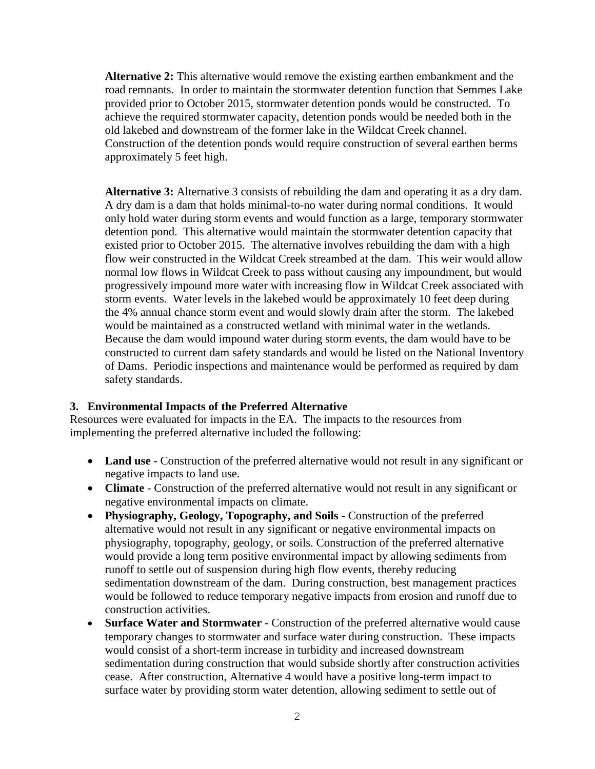**Alternative 2:** This alternative would remove the existing earthen embankment and the road remnants. In order to maintain the stormwater detention function that Semmes Lake provided prior to October 2015, stormwater detention ponds would be constructed. To achieve the required stormwater capacity, detention ponds would be needed both in the old lakebed and downstream of the former lake in the Wildcat Creek channel. Construction of the detention ponds would require construction of several earthen berms approximately 5 feet high.

**Alternative 3:** Alternative 3 consists of rebuilding the dam and operating it as a dry dam. A dry dam is a dam that holds minimal-to-no water during normal conditions. It would only hold water during storm events and would function as a large, temporary stormwater detention pond. This alternative would maintain the stormwater detention capacity that existed prior to October 2015. The alternative involves rebuilding the dam with a high flow weir constructed in the Wildcat Creek streambed at the dam. This weir would allow normal low flows in Wildcat Creek to pass without causing any impoundment, but would progressively impound more water with increasing flow in Wildcat Creek associated with storm events. Water levels in the lakebed would be approximately 10 feet deep during the 4% annual chance storm event and would slowly drain after the storm. The lakebed would be maintained as a constructed wetland with minimal water in the wetlands. Because the dam would impound water during storm events, the dam would have to be constructed to current dam safety standards and would be listed on the National Inventory of Dams. Periodic inspections and maintenance would be performed as required by dam safety standards.

## 3. Environmental Impacts of the Preferred Alternative

Resources were evaluated for impacts in the EA. The impacts to the resources from implementing the preferred alternative included the following:

- **Land use** - Construction of the preferred alternative would not result in any significant or negative impacts to land use.
- **Climate** - Construction of the preferred alternative would not result in any significant or negative environmental impacts on climate.
- **Physiography, Geology, Topography, and Soils** - Construction of the preferred alternative would not result in any significant or negative environmental impacts on physiography, topography, geology, or soils. Construction of the preferred alternative would provide a long term positive environmental impact by allowing sediments from runoff to settle out of suspension during high flow events, thereby reducing sedimentation downstream of the dam. During construction, best management practices would be followed to reduce temporary negative impacts from erosion and runoff due to construction activities.
- **Surface Water and Stormwater** - Construction of the preferred alternative would cause temporary changes to stormwater and surface water during construction. These impacts would consist of a short-term increase in turbidity and increased downstream sedimentation during construction that would subside shortly after construction activities cease. After construction, Alternative 4 would have a positive long-term impact to surface water by providing storm water detention, allowing sediment to settle out of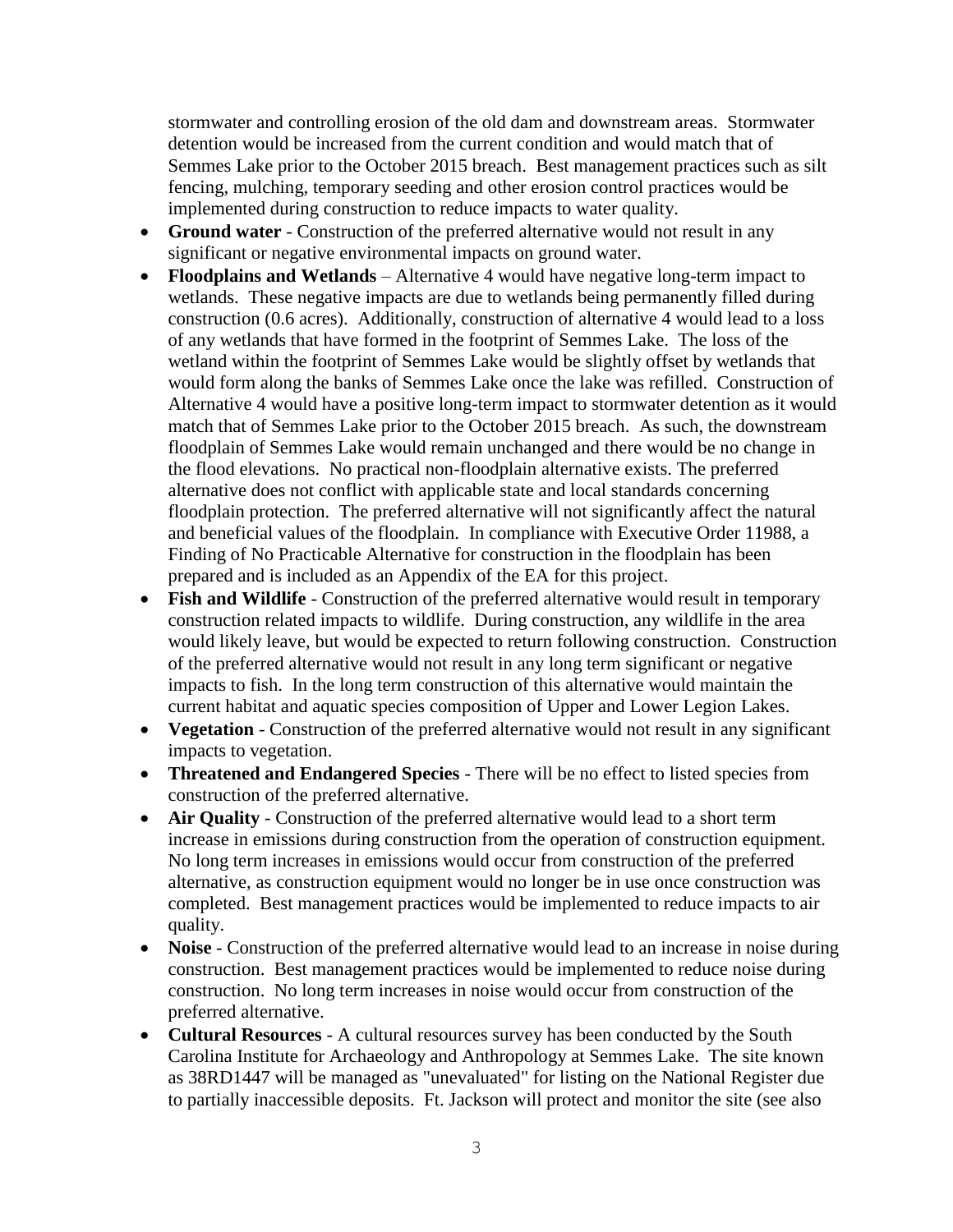stormwater and controlling erosion of the old dam and downstream areas. Stormwater detention would be increased from the current condition and would match that of Semmes Lake prior to the October 2015 breach. Best management practices such as silt fencing, mulching, temporary seeding and other erosion control practices would be implemented during construction to reduce impacts to water quality.

- **Ground water** - Construction of the preferred alternative would not result in any significant or negative environmental impacts on ground water.
- **Floodplains and Wetlands** – Alternative 4 would have negative long-term impact to wetlands. These negative impacts are due to wetlands being permanently filled during construction (0.6 acres). Additionally, construction of alternative 4 would lead to a loss of any wetlands that have formed in the footprint of Semmes Lake. The loss of the wetland within the footprint of Semmes Lake would be slightly offset by wetlands that would form along the banks of Semmes Lake once the lake was refilled. Construction of Alternative 4 would have a positive long-term impact to stormwater detention as it would match that of Semmes Lake prior to the October 2015 breach. As such, the downstream floodplain of Semmes Lake would remain unchanged and there would be no change in the flood elevations. No practical non-floodplain alternative exists. The preferred alternative does not conflict with applicable state and local standards concerning floodplain protection. The preferred alternative will not significantly affect the natural and beneficial values of the floodplain. In compliance with Executive Order 11988, a Finding of No Practicable Alternative for construction in the floodplain has been prepared and is included as an Appendix of the EA for this project.
- **Fish and Wildlife** - Construction of the preferred alternative would result in temporary construction related impacts to wildlife. During construction, any wildlife in the area would likely leave, but would be expected to return following construction. Construction of the preferred alternative would not result in any long term significant or negative impacts to fish. In the long term construction of this alternative would maintain the current habitat and aquatic species composition of Upper and Lower Legion Lakes.
- **Vegetation** - Construction of the preferred alternative would not result in any significant impacts to vegetation.
- **Threatened and Endangered Species** - There will be no effect to listed species from construction of the preferred alternative.
- **Air Quality** - Construction of the preferred alternative would lead to a short term increase in emissions during construction from the operation of construction equipment. No long term increases in emissions would occur from construction of the preferred alternative, as construction equipment would no longer be in use once construction was completed. Best management practices would be implemented to reduce impacts to air quality.
- **Noise** - Construction of the preferred alternative would lead to an increase in noise during construction. Best management practices would be implemented to reduce noise during construction. No long term increases in noise would occur from construction of the preferred alternative.
- **Cultural Resources** - A cultural resources survey has been conducted by the South Carolina Institute for Archaeology and Anthropology at Semmes Lake. The site known as 38RD1447 will be managed as "unevaluated" for listing on the National Register due to partially inaccessible deposits. Ft. Jackson will protect and monitor the site (see also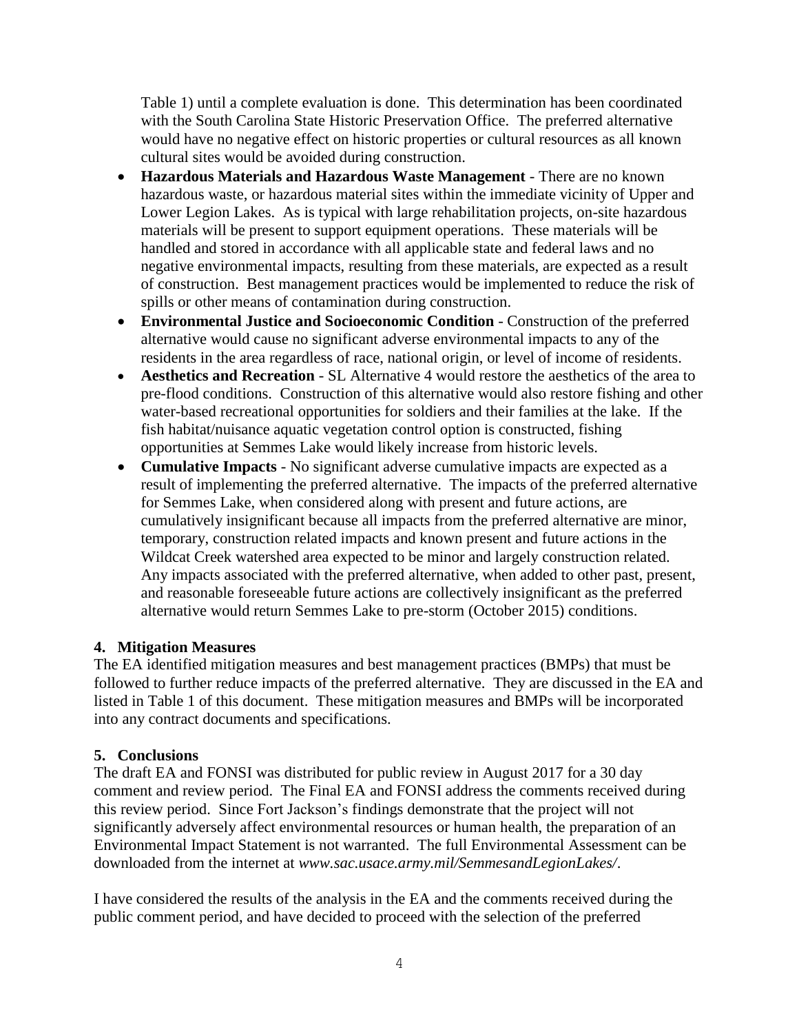Table 1) until a complete evaluation is done. This determination has been coordinated with the South Carolina State Historic Preservation Office. The preferred alternative would have no negative effect on historic properties or cultural resources as all known cultural sites would be avoided during construction.

- **Hazardous Materials and Hazardous Waste Management** - There are no known hazardous waste, or hazardous material sites within the immediate vicinity of Upper and Lower Legion Lakes. As is typical with large rehabilitation projects, on-site hazardous materials will be present to support equipment operations. These materials will be handled and stored in accordance with all applicable state and federal laws and no negative environmental impacts, resulting from these materials, are expected as a result of construction. Best management practices would be implemented to reduce the risk of spills or other means of contamination during construction.
- **Environmental Justice and Socioeconomic Condition** - Construction of the preferred alternative would cause no significant adverse environmental impacts to any of the residents in the area regardless of race, national origin, or level of income of residents.
- **Aesthetics and Recreation** - SL Alternative 4 would restore the aesthetics of the area to pre-flood conditions. Construction of this alternative would also restore fishing and other water-based recreational opportunities for soldiers and their families at the lake. If the fish habitat/nuisance aquatic vegetation control option is constructed, fishing opportunities at Semmes Lake would likely increase from historic levels.
- **Cumulative Impacts** - No significant adverse cumulative impacts are expected as a result of implementing the preferred alternative. The impacts of the preferred alternative for Semmes Lake, when considered along with present and future actions, are cumulatively insignificant because all impacts from the preferred alternative are minor, temporary, construction related impacts and known present and future actions in the Wildcat Creek watershed area expected to be minor and largely construction related. Any impacts associated with the preferred alternative, when added to other past, present, and reasonable foreseeable future actions are collectively insignificant as the preferred alternative would return Semmes Lake to pre-storm (October 2015) conditions.

## 4. Mitigation Measures

The EA identified mitigation measures and best management practices (BMPs) that must be followed to further reduce impacts of the preferred alternative. They are discussed in the EA and listed in Table 1 of this document. These mitigation measures and BMPs will be incorporated into any contract documents and specifications.

## 5. Conclusions

The draft EA and FONSI was distributed for public review in August 2017 for a 30 day comment and review period. The Final EA and FONSI address the comments received during this review period. Since Fort Jackson's findings demonstrate that the project will not significantly adversely affect environmental resources or human health, the preparation of an Environmental Impact Statement is not warranted. The full Environmental Assessment can be downloaded from the internet at *www.sac.usace.army.mil/SemmesandLegionLakes/*.

I have considered the results of the analysis in the EA and the comments received during the public comment period, and have decided to proceed with the selection of the preferred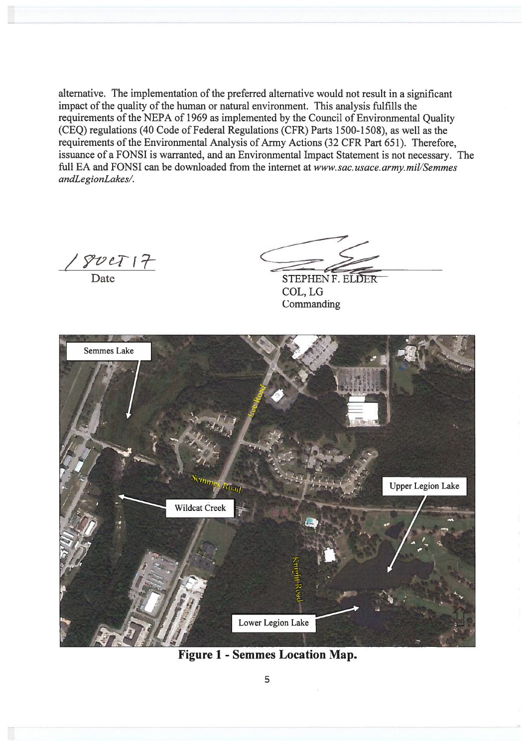alternative. The implementation of the preferred alternative would not result in a significant impact of the quality of the human or natural environment. This analysis fulfills the requirements of the NEPA of 1969 as implemented by the Council of Environmental Quality (CEQ) regulations (40 Code of Federal Regulations (CFR) Parts 1500-1508), as well as the requirements of the Environmental Analysis of Army Actions (32 CFR Part 651). Therefore, issuance of a FONSI is warranted, and an Environmental Impact Statement is not necessary. The full EA and FONSI can be downloaded from the internet at *www.sac.usace.army.mil/Semmes andLegionLakes/*.

18 OCT 17
Date

STEPHEN F. ELDER
COL, LG
Commanding

**Figure 1 - Semmes Location Map.**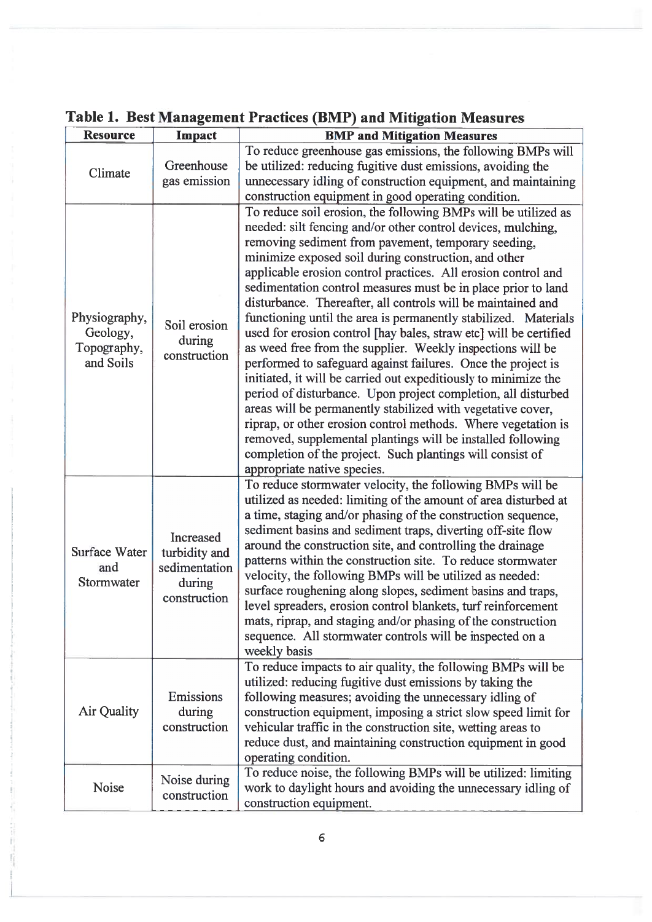## Table 1. Best Management Practices (BMP) and Mitigation Measures

| Resource | Impact | BMP and Mitigation Measures |
|---|---|---|
| Climate | Greenhouse gas emission | To reduce greenhouse gas emissions, the following BMPs will be utilized: reducing fugitive dust emissions, avoiding the unnecessary idling of construction equipment, and maintaining construction equipment in good operating condition. |
| Physiography, Geology, Topography, and Soils | Soil erosion during construction | To reduce soil erosion, the following BMPs will be utilized as needed: silt fencing and/or other control devices, mulching, removing sediment from pavement, temporary seeding, minimize exposed soil during construction, and other applicable erosion control practices. All erosion control and sedimentation control measures must be in place prior to land disturbance. Thereafter, all controls will be maintained and functioning until the area is permanently stabilized. Materials used for erosion control [hay bales, straw etc] will be certified as weed free from the supplier. Weekly inspections will be performed to safeguard against failures. Once the project is initiated, it will be carried out expeditiously to minimize the period of disturbance. Upon project completion, all disturbed areas will be permanently stabilized with vegetative cover, riprap, or other erosion control methods. Where vegetation is removed, supplemental plantings will be installed following completion of the project. Such plantings will consist of appropriate native species. |
| Surface Water and Stormwater | Increased turbidity and sedimentation during construction | To reduce stormwater velocity, the following BMPs will be utilized as needed: limiting of the amount of area disturbed at a time, staging and/or phasing of the construction sequence, sediment basins and sediment traps, diverting off-site flow around the construction site, and controlling the drainage patterns within the construction site. To reduce stormwater velocity, the following BMPs will be utilized as needed: surface roughening along slopes, sediment basins and traps, level spreaders, erosion control blankets, turf reinforcement mats, riprap, and staging and/or phasing of the construction sequence. All stormwater controls will be inspected on a weekly basis |
| Air Quality | Emissions during construction | To reduce impacts to air quality, the following BMPs will be utilized: reducing fugitive dust emissions by taking the following measures; avoiding the unnecessary idling of construction equipment, imposing a strict slow speed limit for vehicular traffic in the construction site, wetting areas to reduce dust, and maintaining construction equipment in good operating condition. |
| Noise | Noise during construction | To reduce noise, the following BMPs will be utilized: limiting work to daylight hours and avoiding the unnecessary idling of construction equipment. |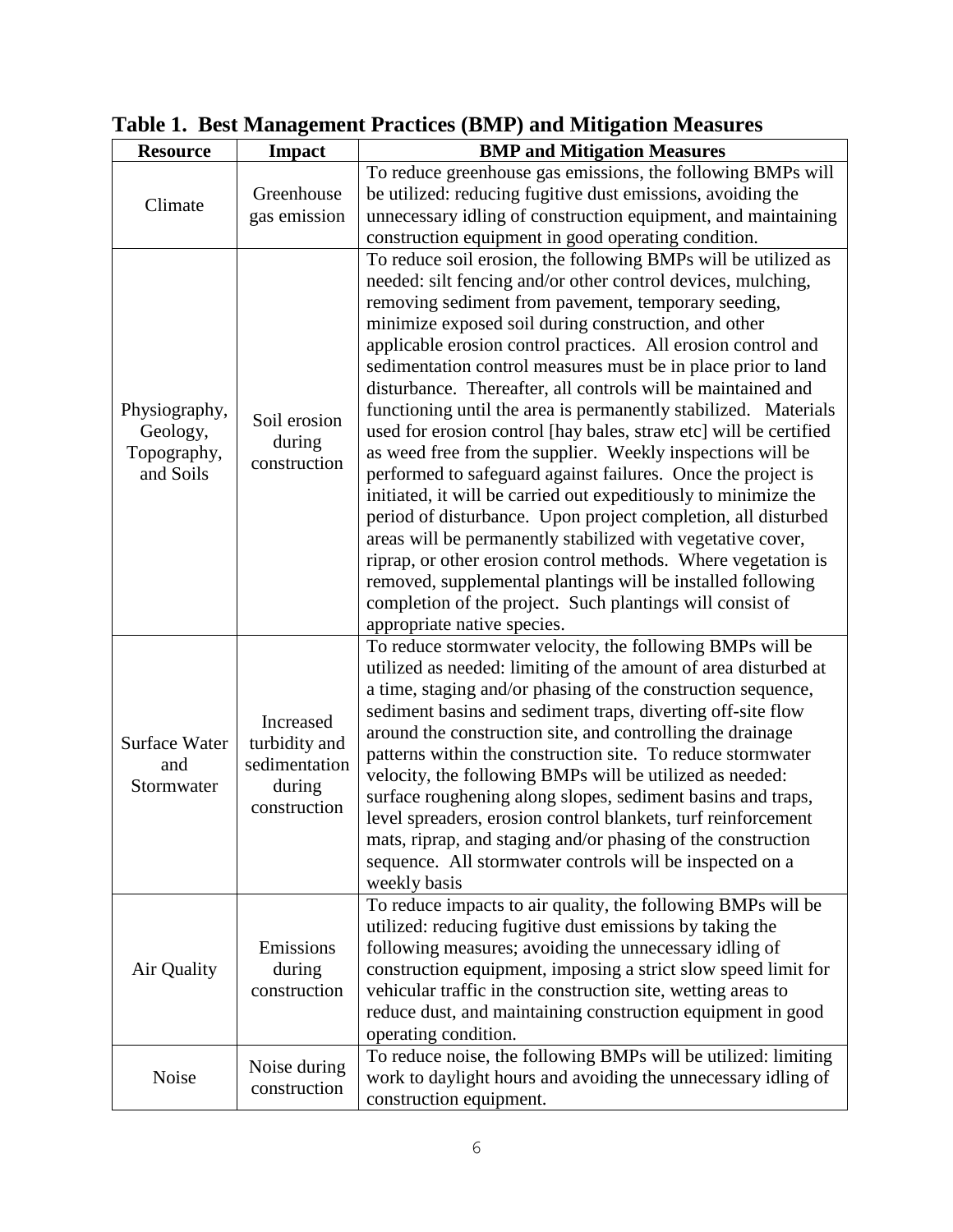**Table 1. Best Management Practices (BMP) and Mitigation Measures**

| Resource | Impact | BMP and Mitigation Measures |
|---|---|---|
| Climate | Greenhouse gas emission | To reduce greenhouse gas emissions, the following BMPs will be utilized: reducing fugitive dust emissions, avoiding the unnecessary idling of construction equipment, and maintaining construction equipment in good operating condition. |
| Physiography, Geology, Topography, and Soils | Soil erosion during construction | To reduce soil erosion, the following BMPs will be utilized as needed: silt fencing and/or other control devices, mulching, removing sediment from pavement, temporary seeding, minimize exposed soil during construction, and other applicable erosion control practices. All erosion control and sedimentation control measures must be in place prior to land disturbance. Thereafter, all controls will be maintained and functioning until the area is permanently stabilized. Materials used for erosion control [hay bales, straw etc] will be certified as weed free from the supplier. Weekly inspections will be performed to safeguard against failures. Once the project is initiated, it will be carried out expeditiously to minimize the period of disturbance. Upon project completion, all disturbed areas will be permanently stabilized with vegetative cover, riprap, or other erosion control methods. Where vegetation is removed, supplemental plantings will be installed following completion of the project. Such plantings will consist of appropriate native species. |
| Surface Water and Stormwater | Increased turbidity and sedimentation during construction | To reduce stormwater velocity, the following BMPs will be utilized as needed: limiting of the amount of area disturbed at a time, staging and/or phasing of the construction sequence, sediment basins and sediment traps, diverting off-site flow around the construction site, and controlling the drainage patterns within the construction site. To reduce stormwater velocity, the following BMPs will be utilized as needed: surface roughening along slopes, sediment basins and traps, level spreaders, erosion control blankets, turf reinforcement mats, riprap, and staging and/or phasing of the construction sequence. All stormwater controls will be inspected on a weekly basis |
| Air Quality | Emissions during construction | To reduce impacts to air quality, the following BMPs will be utilized: reducing fugitive dust emissions by taking the following measures; avoiding the unnecessary idling of construction equipment, imposing a strict slow speed limit for vehicular traffic in the construction site, wetting areas to reduce dust, and maintaining construction equipment in good operating condition. |
| Noise | Noise during construction | To reduce noise, the following BMPs will be utilized: limiting work to daylight hours and avoiding the unnecessary idling of construction equipment. |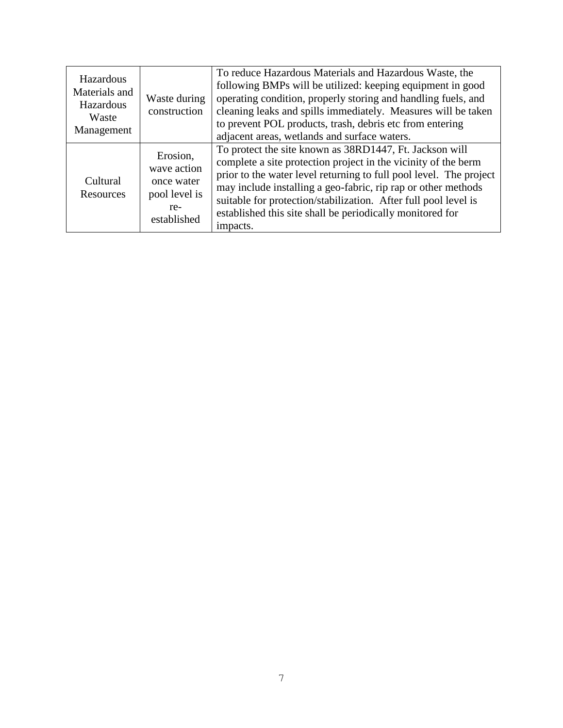| | | |
|---|---|---|
| Hazardous Materials and Hazardous Waste Management | Waste during construction | To reduce Hazardous Materials and Hazardous Waste, the following BMPs will be utilized: keeping equipment in good operating condition, properly storing and handling fuels, and cleaning leaks and spills immediately. Measures will be taken to prevent POL products, trash, debris etc from entering adjacent areas, wetlands and surface waters. |
| Cultural Resources | Erosion, wave action once water pool level is re-established | To protect the site known as 38RD1447, Ft. Jackson will complete a site protection project in the vicinity of the berm prior to the water level returning to full pool level. The project may include installing a geo-fabric, rip rap or other methods suitable for protection/stabilization. After full pool level is established this site shall be periodically monitored for impacts. |